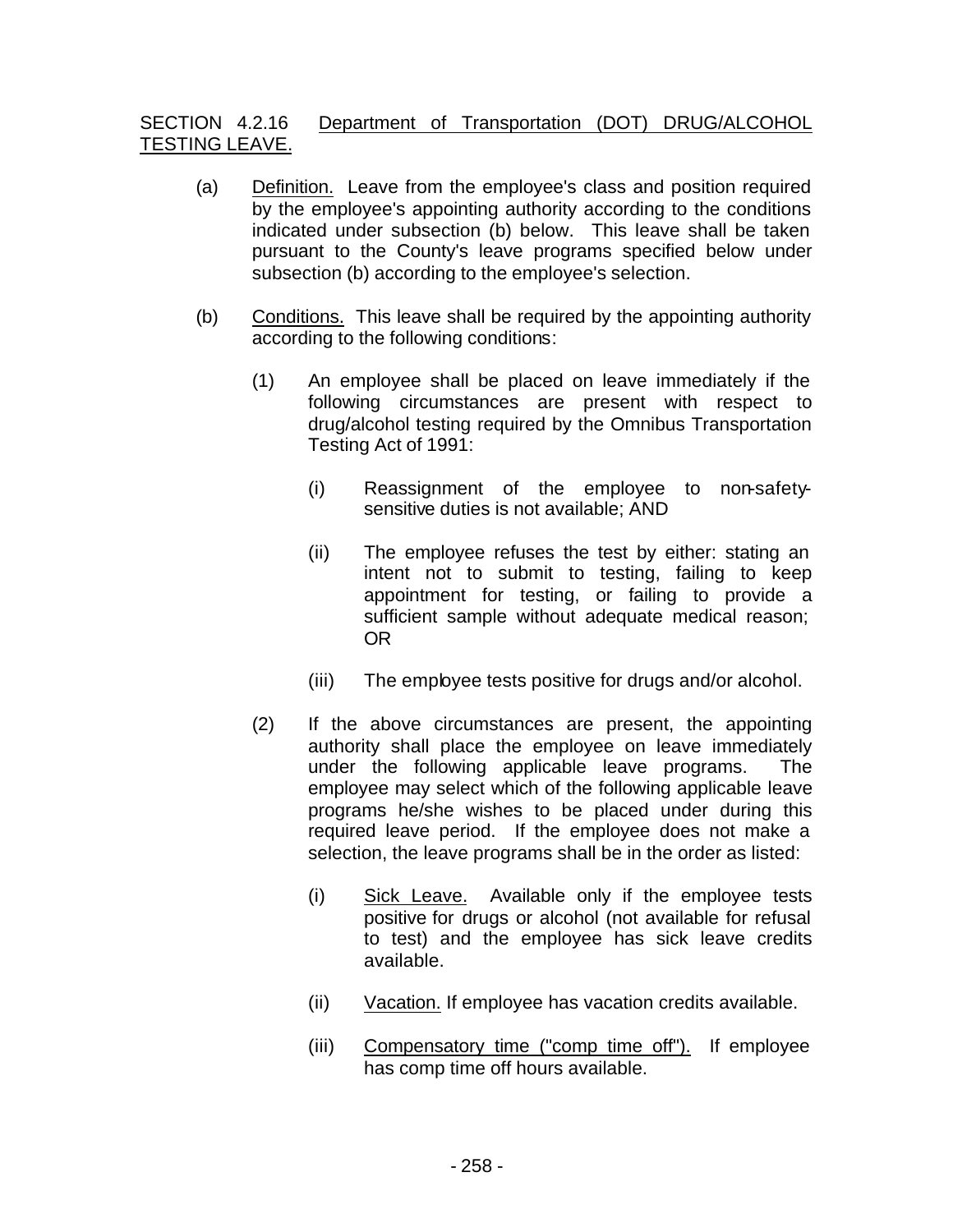SECTION 4.2.16 <u>Department of Transportation (DOT) DRUG/ALCOHOL TESTING LEAVE.</u>

(a) <u>Definition.</u> Leave from the employee's class and position required by the employee's appointing authority according to the conditions indicated under subsection (b) below. This leave shall be taken pursuant to the County's leave programs specified below under subsection (b) according to the employee's selection.

(b) <u>Conditions.</u> This leave shall be required by the appointing authority according to the following conditions:

(1) An employee shall be placed on leave immediately if the following circumstances are present with respect to drug/alcohol testing required by the Omnibus Transportation Testing Act of 1991:

(i) Reassignment of the employee to non-safety-sensitive duties is not available; AND

(ii) The employee refuses the test by either: stating an intent not to submit to testing, failing to keep appointment for testing, or failing to provide a sufficient sample without adequate medical reason; OR

(iii) The employee tests positive for drugs and/or alcohol.

(2) If the above circumstances are present, the appointing authority shall place the employee on leave immediately under the following applicable leave programs. The employee may select which of the following applicable leave programs he/she wishes to be placed under during this required leave period. If the employee does not make a selection, the leave programs shall be in the order as listed:

(i) <u>Sick Leave.</u> Available only if the employee tests positive for drugs or alcohol (not available for refusal to test) and the employee has sick leave credits available.

(ii) <u>Vacation.</u> If employee has vacation credits available.

(iii) <u>Compensatory time ("comp time off").</u> If employee has comp time off hours available.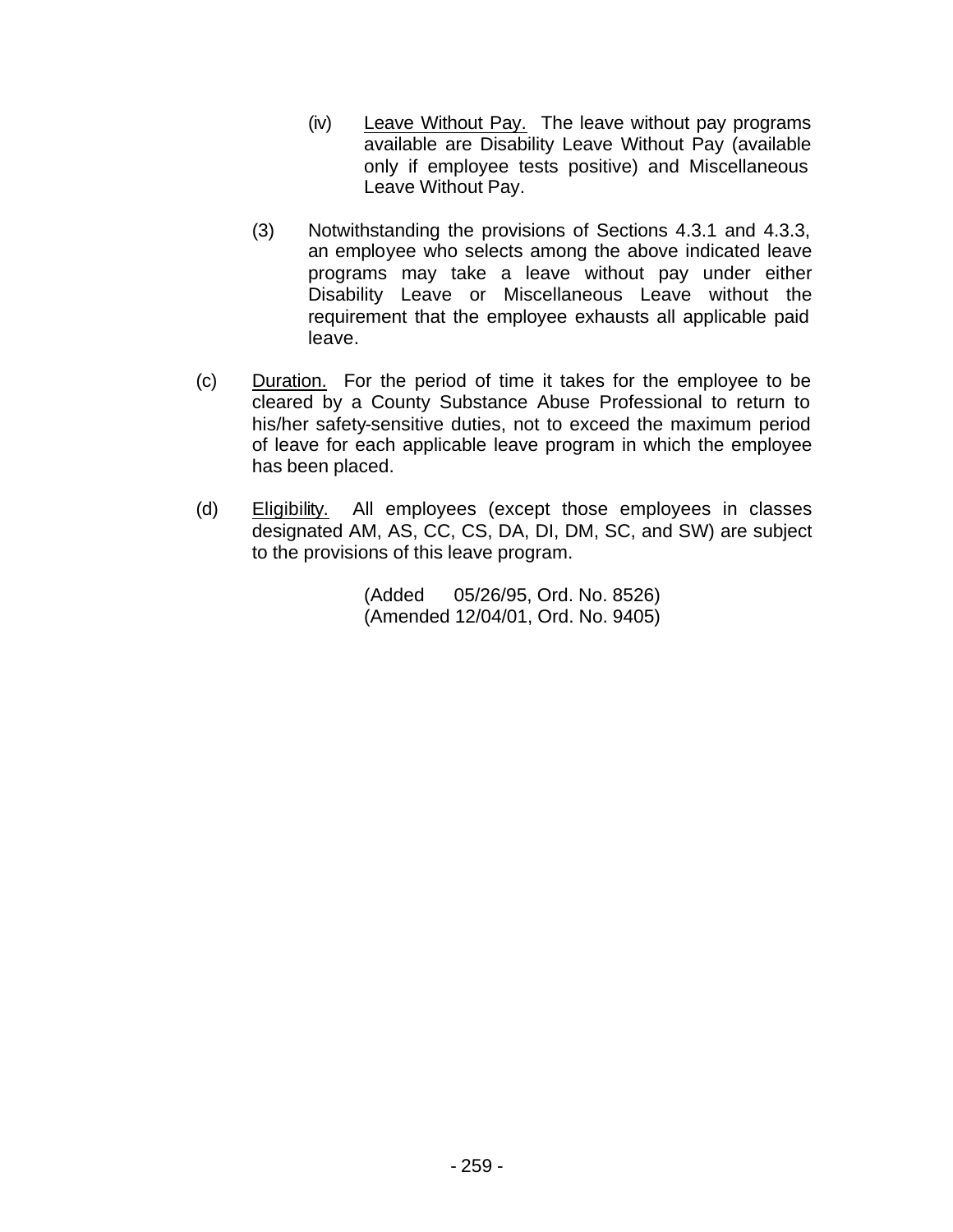(iv) Leave Without Pay. The leave without pay programs available are Disability Leave Without Pay (available only if employee tests positive) and Miscellaneous Leave Without Pay.

(3) Notwithstanding the provisions of Sections 4.3.1 and 4.3.3, an employee who selects among the above indicated leave programs may take a leave without pay under either Disability Leave or Miscellaneous Leave without the requirement that the employee exhausts all applicable paid leave.

(c) Duration. For the period of time it takes for the employee to be cleared by a County Substance Abuse Professional to return to his/her safety-sensitive duties, not to exceed the maximum period of leave for each applicable leave program in which the employee has been placed.

(d) Eligibility. All employees (except those employees in classes designated AM, AS, CC, CS, DA, DI, DM, SC, and SW) are subject to the provisions of this leave program.

(Added 05/26/95, Ord. No. 8526)
(Amended 12/04/01, Ord. No. 9405)